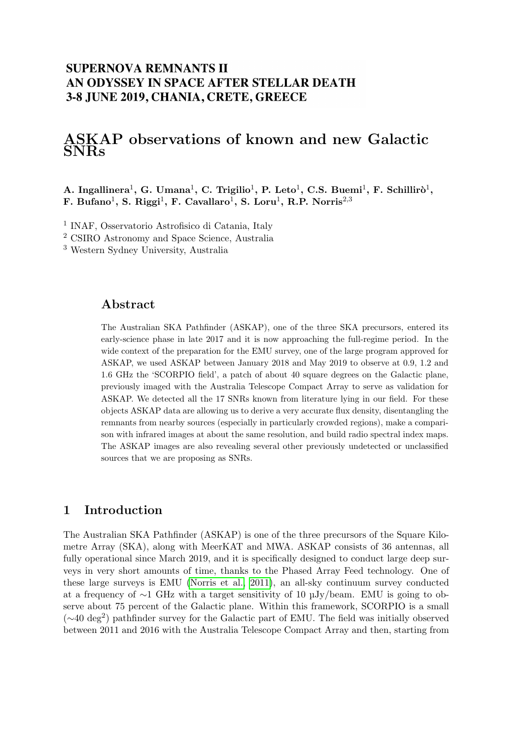SUPERNOVA REMNANTS II
AN ODYSSEY IN SPACE AFTER STELLAR DEATH
3-8 JUNE 2019, CHANIA, CRETE, GREECE

# ASKAP observations of known and new Galactic SNRs

**A. Ingallinera[1], G. Umana[1], C. Trigilio[1], P. Leto[1], C.S. Buemi[1], F. Schillirò[1], F. Bufano[1], S. Riggi[1], F. Cavallaro[1], S. Loru[1], R.P. Norris[2,3]**

[1] INAF, Osservatorio Astrofisico di Catania, Italy
[2] CSIRO Astronomy and Space Science, Australia
[3] Western Sydney University, Australia

## Abstract

The Australian SKA Pathfinder (ASKAP), one of the three SKA precursors, entered its early-science phase in late 2017 and it is now approaching the full-regime period. In the wide context of the preparation for the EMU survey, one of the large program approved for ASKAP, we used ASKAP between January 2018 and May 2019 to observe at 0.9, 1.2 and 1.6 GHz the 'SCORPIO field', a patch of about 40 square degrees on the Galactic plane, previously imaged with the Australia Telescope Compact Array to serve as validation for ASKAP. We detected all the 17 SNRs known from literature lying in our field. For these objects ASKAP data are allowing us to derive a very accurate flux density, disentangling the remnants from nearby sources (especially in particularly crowded regions), make a comparison with infrared images at about the same resolution, and build radio spectral index maps. The ASKAP images are also revealing several other previously undetected or unclassified sources that we are proposing as SNRs.

## 1 Introduction

The Australian SKA Pathfinder (ASKAP) is one of the three precursors of the Square Kilometre Array (SKA), along with MeerKAT and MWA. ASKAP consists of 36 antennas, all fully operational since March 2019, and it is specifically designed to conduct large deep surveys in very short amounts of time, thanks to the Phased Array Feed technology. One of these large surveys is EMU (Norris et al., 2011), an all-sky continuum survey conducted at a frequency of $\sim$1 GHz with a target sensitivity of 10 µJy/beam. EMU is going to observe about 75 percent of the Galactic plane. Within this framework, SCORPIO is a small ($\sim$40 deg$^2$) pathfinder survey for the Galactic part of EMU. The field was initially observed between 2011 and 2016 with the Australia Telescope Compact Array and then, starting from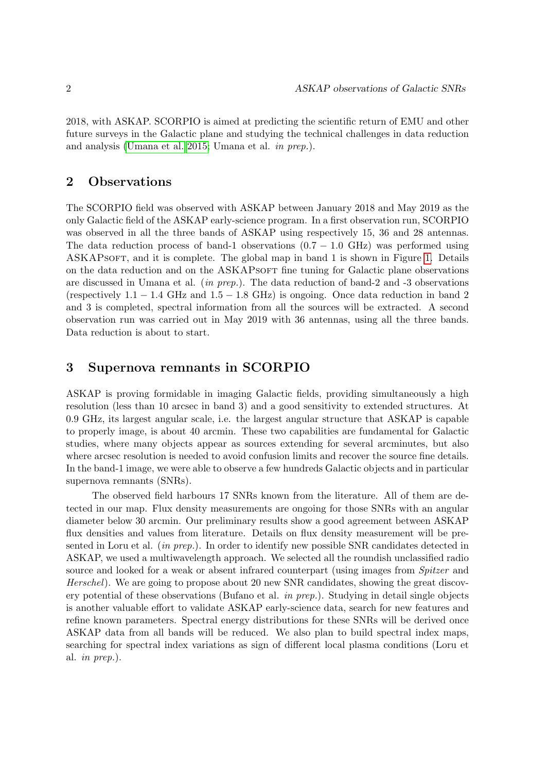2018, with ASKAP. SCORPIO is aimed at predicting the scientific return of EMU and other future surveys in the Galactic plane and studying the technical challenges in data reduction and analysis (Umana et al. 2015; Umana et al. *in prep.*).

## 2 Observations

The SCORPIO field was observed with ASKAP between January 2018 and May 2019 as the only Galactic field of the ASKAP early-science program. In a first observation run, SCORPIO was observed in all the three bands of ASKAP using respectively 15, 36 and 28 antennas. The data reduction process of band-1 observations ($0.7 - 1.0$ GHz) was performed using ASKAPsoft, and it is complete. The global map in band 1 is shown in Figure 1. Details on the data reduction and on the ASKAPsoft fine tuning for Galactic plane observations are discussed in Umana et al. (*in prep.*). The data reduction of band-2 and -3 observations (respectively $1.1 - 1.4$ GHz and $1.5 - 1.8$ GHz) is ongoing. Once data reduction in band 2 and 3 is completed, spectral information from all the sources will be extracted. A second observation run was carried out in May 2019 with 36 antennas, using all the three bands. Data reduction is about to start.

## 3 Supernova remnants in SCORPIO

ASKAP is proving formidable in imaging Galactic fields, providing simultaneously a high resolution (less than 10 arcsec in band 3) and a good sensitivity to extended structures. At 0.9 GHz, its largest angular scale, i.e. the largest angular structure that ASKAP is capable to properly image, is about 40 arcmin. These two capabilities are fundamental for Galactic studies, where many objects appear as sources extending for several arcminutes, but also where arcsec resolution is needed to avoid confusion limits and recover the source fine details. In the band-1 image, we were able to observe a few hundreds Galactic objects and in particular supernova remnants (SNRs).

The observed field harbours 17 SNRs known from the literature. All of them are detected in our map. Flux density measurements are ongoing for those SNRs with an angular diameter below 30 arcmin. Our preliminary results show a good agreement between ASKAP flux densities and values from literature. Details on flux density measurement will be presented in Loru et al. (*in prep.*). In order to identify new possible SNR candidates detected in ASKAP, we used a multiwavelength approach. We selected all the roundish unclassified radio source and looked for a weak or absent infrared counterpart (using images from *Spitzer* and *Herschel*). We are going to propose about 20 new SNR candidates, showing the great discovery potential of these observations (Bufano et al. *in prep.*). Studying in detail single objects is another valuable effort to validate ASKAP early-science data, search for new features and refine known parameters. Spectral energy distributions for these SNRs will be derived once ASKAP data from all bands will be reduced. We also plan to build spectral index maps, searching for spectral index variations as sign of different local plasma conditions (Loru et al. *in prep.*).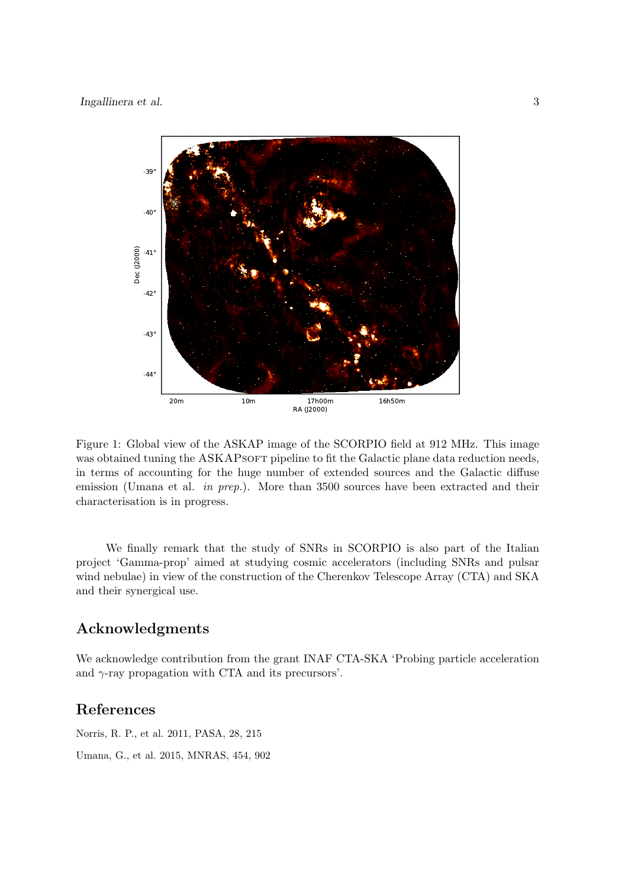-39°
-40°
-41°
-42°
-43°
-44°
Dec (J2000)
20m
10m
17h00m
16h50m
RA (J2000)

Figure 1: Global view of the ASKAP image of the SCORPIO field at 912 MHz. This image was obtained tuning the ASKAPSOFT pipeline to fit the Galactic plane data reduction needs, in terms of accounting for the huge number of extended sources and the Galactic diffuse emission (Umana et al. *in prep.*). More than 3500 sources have been extracted and their characterisation is in progress.

We finally remark that the study of SNRs in SCORPIO is also part of the Italian project 'Gamma-prop' aimed at studying cosmic accelerators (including SNRs and pulsar wind nebulae) in view of the construction of the Cherenkov Telescope Array (CTA) and SKA and their synergical use.

## Acknowledgments

We acknowledge contribution from the grant INAF CTA-SKA 'Probing particle acceleration and $\gamma$-ray propagation with CTA and its precursors'.

## References

Norris, R. P., et al. 2011, PASA, 28, 215

Umana, G., et al. 2015, MNRAS, 454, 902